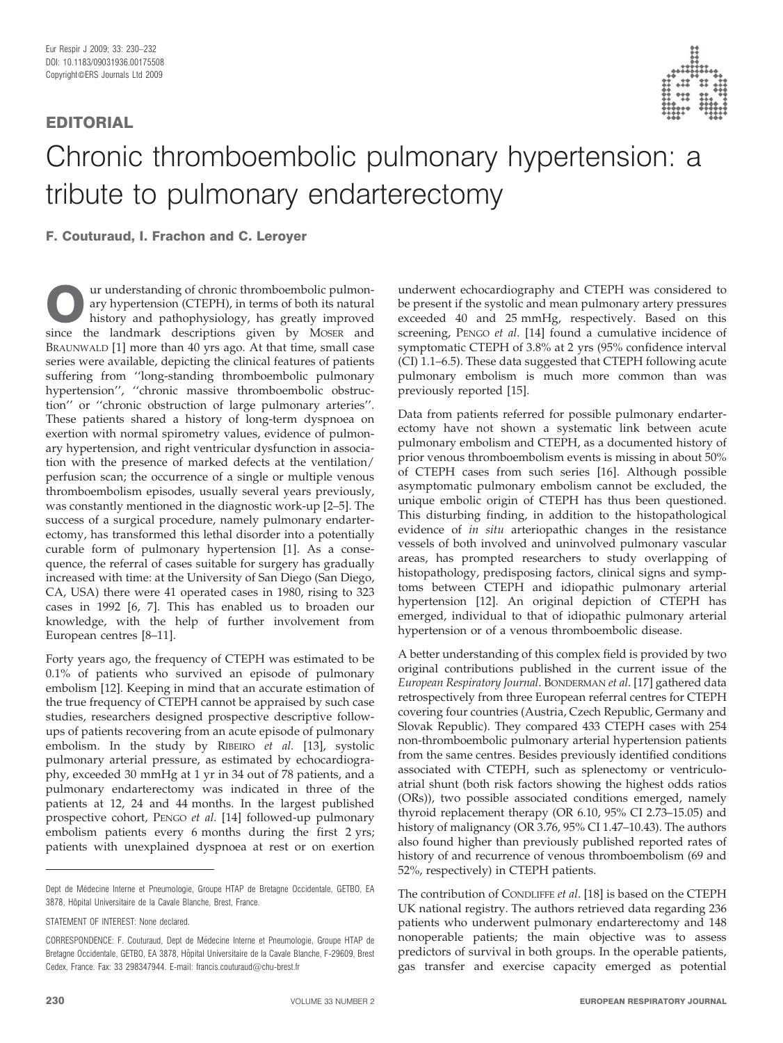## EDITORIAL

# Chronic thromboembolic pulmonary hypertension: a tribute to pulmonary endarterectomy

**F. Couturaud, I. Frachon and C. Leroyer**

Our understanding of chronic thromboembolic pulmonary hypertension (CTEPH), in terms of both its natural history and pathophysiology, has greatly improved since the landmark descriptions given by MOSER and BRAUNWALD [1] more than 40 yrs ago. At that time, small case series were available, depicting the clinical features of patients suffering from ''long-standing thromboembolic pulmonary hypertension'', ''chronic massive thromboembolic obstruction'' or ''chronic obstruction of large pulmonary arteries''. These patients shared a history of long-term dyspnoea on exertion with normal spirometry values, evidence of pulmonary hypertension, and right ventricular dysfunction in association with the presence of marked defects at the ventilation/perfusion scan; the occurrence of a single or multiple venous thromboembolism episodes, usually several years previously, was constantly mentioned in the diagnostic work-up [2–5]. The success of a surgical procedure, namely pulmonary endarterectomy, has transformed this lethal disorder into a potentially curable form of pulmonary hypertension [1]. As a consequence, the referral of cases suitable for surgery has gradually increased with time: at the University of San Diego (San Diego, CA, USA) there were 41 operated cases in 1980, rising to 323 cases in 1992 [6, 7]. This has enabled us to broaden our knowledge, with the help of further involvement from European centres [8–11].

Forty years ago, the frequency of CTEPH was estimated to be 0.1% of patients who survived an episode of pulmonary embolism [12]. Keeping in mind that an accurate estimation of the true frequency of CTEPH cannot be appraised by such case studies, researchers designed prospective descriptive follow-ups of patients recovering from an acute episode of pulmonary embolism. In the study by RIBEIRO *et al.* [13], systolic pulmonary arterial pressure, as estimated by echocardiography, exceeded 30 mmHg at 1 yr in 34 out of 78 patients, and a pulmonary endarterectomy was indicated in three of the patients at 12, 24 and 44 months. In the largest published prospective cohort, PENGO *et al.* [14] followed-up pulmonary embolism patients every 6 months during the first 2 yrs; patients with unexplained dyspnoea at rest or on exertion underwent echocardiography and CTEPH was considered to be present if the systolic and mean pulmonary artery pressures exceeded 40 and 25 mmHg, respectively. Based on this screening, PENGO *et al.* [14] found a cumulative incidence of symptomatic CTEPH of 3.8% at 2 yrs (95% confidence interval (CI) 1.1–6.5). These data suggested that CTEPH following acute pulmonary embolism is much more common than was previously reported [15].

Data from patients referred for possible pulmonary endarterectomy have not shown a systematic link between acute pulmonary embolism and CTEPH, as a documented history of prior venous thromboembolism events is missing in about 50% of CTEPH cases from such series [16]. Although possible asymptomatic pulmonary embolism cannot be excluded, the unique embolic origin of CTEPH has thus been questioned. This disturbing finding, in addition to the histopathological evidence of *in situ* arteriopathic changes in the resistance vessels of both involved and uninvolved pulmonary vascular areas, has prompted researchers to study overlapping of histopathology, predisposing factors, clinical signs and symptoms between CTEPH and idiopathic pulmonary arterial hypertension [12]. An original depiction of CTEPH has emerged, individual to that of idiopathic pulmonary arterial hypertension or of a venous thromboembolic disease.

A better understanding of this complex field is provided by two original contributions published in the current issue of the *European Respiratory Journal*. BONDERMAN *et al.* [17] gathered data retrospectively from three European referral centres for CTEPH covering four countries (Austria, Czech Republic, Germany and Slovak Republic). They compared 433 CTEPH cases with 254 non-thromboembolic pulmonary arterial hypertension patients from the same centres. Besides previously identified conditions associated with CTEPH, such as splenectomy or ventriculo-atrial shunt (both risk factors showing the highest odds ratios (ORs)), two possible associated conditions emerged, namely thyroid replacement therapy (OR 6.10, 95% CI 2.73–15.05) and history of malignancy (OR 3.76, 95% CI 1.47–10.43). The authors also found higher than previously published reported rates of history of and recurrence of venous thromboembolism (69 and 52%, respectively) in CTEPH patients.

The contribution of CONDLIFFE *et al.* [18] is based on the CTEPH UK national registry. The authors retrieved data regarding 236 patients who underwent pulmonary endarterectomy and 148 nonoperable patients; the main objective was to assess predictors of survival in both groups. In the operable patients, gas transfer and exercise capacity emerged as potential

---

Dept de Médecine Interne et Pneumologie, Groupe HTAP de Bretagne Occidentale, GETBO, EA 3878, Hôpital Universitaire de la Cavale Blanche, Brest, France.

STATEMENT OF INTEREST: None declared.

CORRESPONDENCE: F. Couturaud, Dept de Médecine Interne et Pneumologie, Groupe HTAP de Bretagne Occidentale, GETBO, EA 3878, Hôpital Universitaire de la Cavale Blanche, F-29609, Brest Cedex, France. Fax: 33 298347944. E-mail: francis.couturaud@chu-brest.fr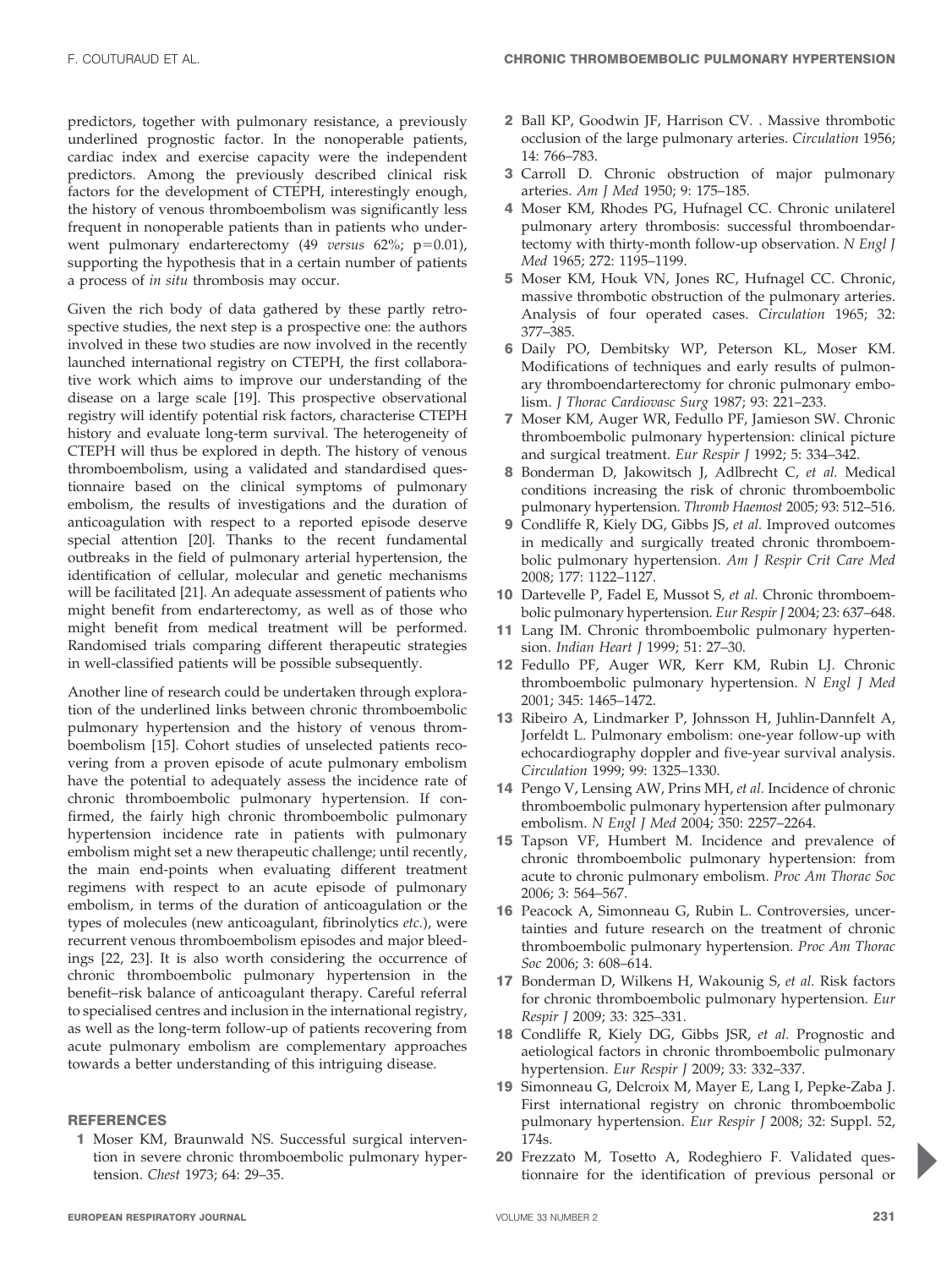predictors, together with pulmonary resistance, a previously underlined prognostic factor. In the nonoperable patients, cardiac index and exercise capacity were the independent predictors. Among the previously described clinical risk factors for the development of CTEPH, interestingly enough, the history of venous thromboembolism was significantly less frequent in nonoperable patients than in patients who underwent pulmonary endarterectomy (49 *versus* 62%; p=0.01), supporting the hypothesis that in a certain number of patients a process of *in situ* thrombosis may occur.

Given the rich body of data gathered by these partly retrospective studies, the next step is a prospective one: the authors involved in these two studies are now involved in the recently launched international registry on CTEPH, the first collaborative work which aims to improve our understanding of the disease on a large scale [19]. This prospective observational registry will identify potential risk factors, characterise CTEPH history and evaluate long-term survival. The heterogeneity of CTEPH will thus be explored in depth. The history of venous thromboembolism, using a validated and standardised questionnaire based on the clinical symptoms of pulmonary embolism, the results of investigations and the duration of anticoagulation with respect to a reported episode deserve special attention [20]. Thanks to the recent fundamental outbreaks in the field of pulmonary arterial hypertension, the identification of cellular, molecular and genetic mechanisms will be facilitated [21]. An adequate assessment of patients who might benefit from endarterectomy, as well as of those who might benefit from medical treatment will be performed. Randomised trials comparing different therapeutic strategies in well-classified patients will be possible subsequently.

Another line of research could be undertaken through exploration of the underlined links between chronic thromboembolic pulmonary hypertension and the history of venous thromboembolism [15]. Cohort studies of unselected patients recovering from a proven episode of acute pulmonary embolism have the potential to adequately assess the incidence rate of chronic thromboembolic pulmonary hypertension. If confirmed, the fairly high chronic thromboembolic pulmonary hypertension incidence rate in patients with pulmonary embolism might set a new therapeutic challenge; until recently, the main end-points when evaluating different treatment regimens with respect to an acute episode of pulmonary embolism, in terms of the duration of anticoagulation or the types of molecules (new anticoagulant, fibrinolytics *etc.*), were recurrent venous thromboembolism episodes and major bleedings [22, 23]. It is also worth considering the occurrence of chronic thromboembolic pulmonary hypertension in the benefit–risk balance of anticoagulant therapy. Careful referral to specialised centres and inclusion in the international registry, as well as the long-term follow-up of patients recovering from acute pulmonary embolism are complementary approaches towards a better understanding of this intriguing disease.

## REFERENCES

1. Moser KM, Braunwald NS. Successful surgical intervention in severe chronic thromboembolic pulmonary hypertension. *Chest* 1973; 64: 29–35.
2. Ball KP, Goodwin JF, Harrison CV. . Massive thrombotic occlusion of the large pulmonary arteries. *Circulation* 1956; 14: 766–783.
3. Carroll D. Chronic obstruction of major pulmonary arteries. *Am J Med* 1950; 9: 175–185.
4. Moser KM, Rhodes PG, Hufnagel CC. Chronic unilaterel pulmonary artery thrombosis: successful thromboendartectomy with thirty-month follow-up observation. *N Engl J Med* 1965; 272: 1195–1199.
5. Moser KM, Houk VN, Jones RC, Hufnagel CC. Chronic, massive thrombotic obstruction of the pulmonary arteries. Analysis of four operated cases. *Circulation* 1965; 32: 377–385.
6. Daily PO, Dembitsky WP, Peterson KL, Moser KM. Modifications of techniques and early results of pulmonary thromboendarterectomy for chronic pulmonary embolism. *J Thorac Cardiovasc Surg* 1987; 93: 221–233.
7. Moser KM, Auger WR, Fedullo PF, Jamieson SW. Chronic thromboembolic pulmonary hypertension: clinical picture and surgical treatment. *Eur Respir J* 1992; 5: 334–342.
8. Bonderman D, Jakowitsch J, Adlbrecht C, *et al.* Medical conditions increasing the risk of chronic thromboembolic pulmonary hypertension. *Thromb Haemost* 2005; 93: 512–516.
9. Condliffe R, Kiely DG, Gibbs JS, *et al.* Improved outcomes in medically and surgically treated chronic thromboembolic pulmonary hypertension. *Am J Respir Crit Care Med* 2008; 177: 1122–1127.
10. Dartevelle P, Fadel E, Mussot S, *et al.* Chronic thromboembolic pulmonary hypertension. *Eur Respir J* 2004; 23: 637–648.
11. Lang IM. Chronic thromboembolic pulmonary hypertension. *Indian Heart J* 1999; 51: 27–30.
12. Fedullo PF, Auger WR, Kerr KM, Rubin LJ. Chronic thromboembolic pulmonary hypertension. *N Engl J Med* 2001; 345: 1465–1472.
13. Ribeiro A, Lindmarker P, Johnsson H, Juhlin-Dannfelt A, Jorfeldt L. Pulmonary embolism: one-year follow-up with echocardiography doppler and five-year survival analysis. *Circulation* 1999; 99: 1325–1330.
14. Pengo V, Lensing AW, Prins MH, *et al.* Incidence of chronic thromboembolic pulmonary hypertension after pulmonary embolism. *N Engl J Med* 2004; 350: 2257–2264.
15. Tapson VF, Humbert M. Incidence and prevalence of chronic thromboembolic pulmonary hypertension: from acute to chronic pulmonary embolism. *Proc Am Thorac Soc* 2006; 3: 564–567.
16. Peacock A, Simonneau G, Rubin L. Controversies, uncertainties and future research on the treatment of chronic thromboembolic pulmonary hypertension. *Proc Am Thorac Soc* 2006; 3: 608–614.
17. Bonderman D, Wilkens H, Wakounig S, *et al.* Risk factors for chronic thromboembolic pulmonary hypertension. *Eur Respir J* 2009; 33: 325–331.
18. Condliffe R, Kiely DG, Gibbs JSR, *et al.* Prognostic and aetiological factors in chronic thromboembolic pulmonary hypertension. *Eur Respir J* 2009; 33: 332–337.
19. Simonneau G, Delcroix M, Mayer E, Lang I, Pepke-Zaba J. First international registry on chronic thromboembolic pulmonary hypertension. *Eur Respir J* 2008; 32: Suppl. 52, 174s.
20. Frezzato M, Tosetto A, Rodeghiero F. Validated questionnaire for the identification of previous personal or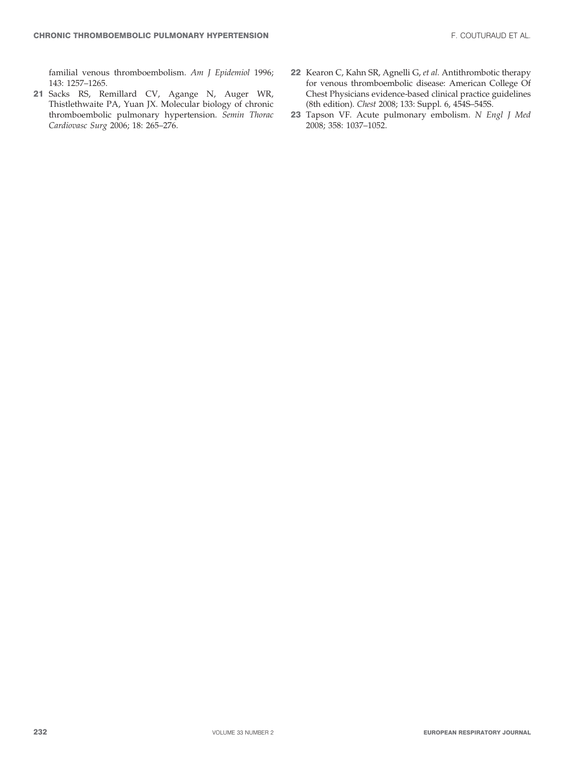familial venous thromboembolism. *Am J Epidemiol* 1996; 143: 1257–1265.

21 Sacks RS, Remillard CV, Agange N, Auger WR, Thistlethwaite PA, Yuan JX. Molecular biology of chronic thromboembolic pulmonary hypertension. *Semin Thorac Cardiovasc Surg* 2006; 18: 265–276.

22 Kearon C, Kahn SR, Agnelli G, *et al.* Antithrombotic therapy for venous thromboembolic disease: American College Of Chest Physicians evidence-based clinical practice guidelines (8th edition). *Chest* 2008; 133: Suppl. 6, 454S–545S.

23 Tapson VF. Acute pulmonary embolism. *N Engl J Med* 2008; 358: 1037–1052.